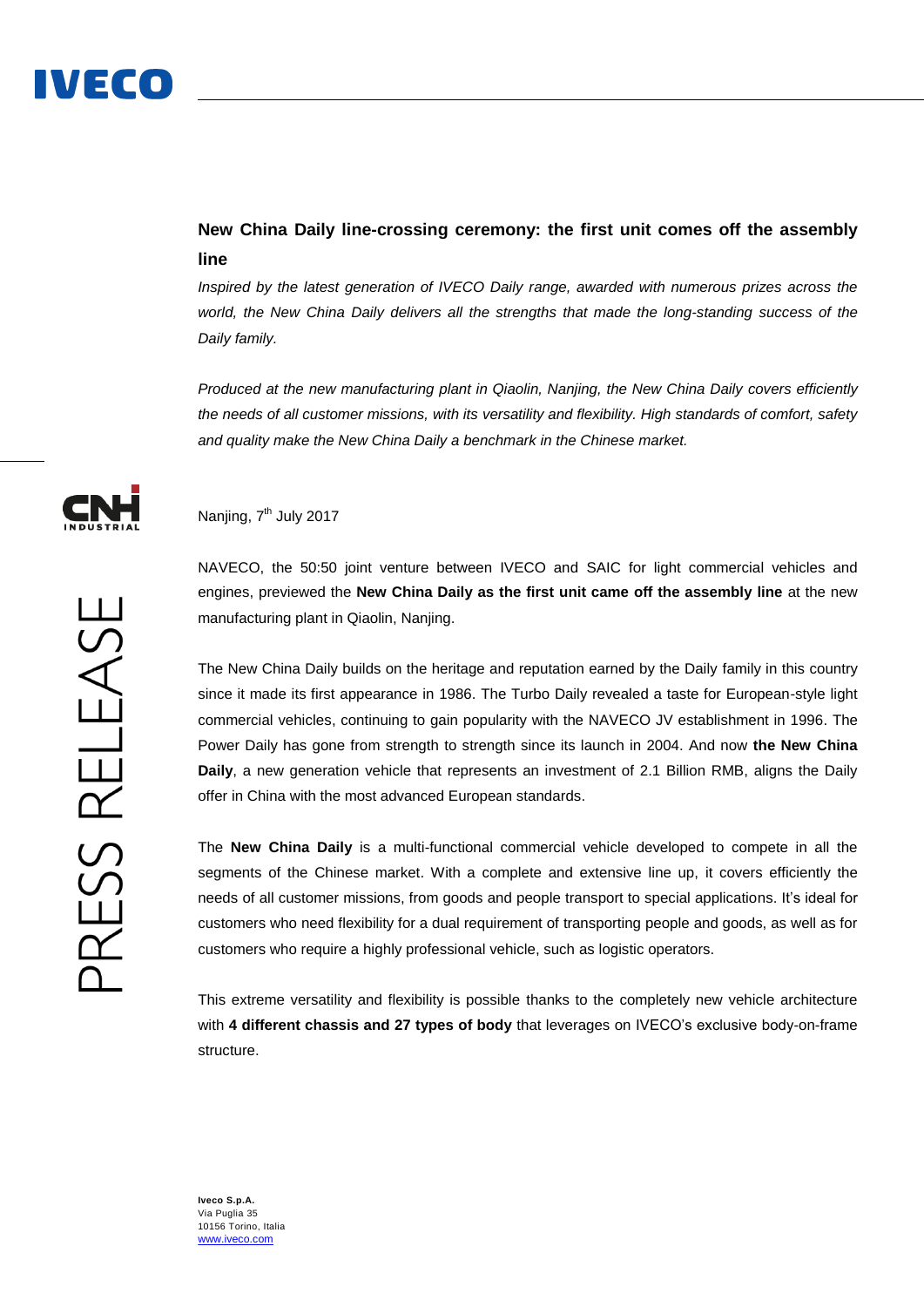## New China Daily line-crossing ceremony: the first unit comes off the assembly line

*Inspired by the latest generation of IVECO Daily range, awarded with numerous prizes across the world, the New China Daily delivers all the strengths that made the long-standing success of the Daily family.*

*Produced at the new manufacturing plant in Qiaolin, Nanjing, the New China Daily covers efficiently the needs of all customer missions, with its versatility and flexibility. High standards of comfort, safety and quality make the New China Daily a benchmark in the Chinese market.*

Nanjing, 7th July 2017

NAVECO, the 50:50 joint venture between IVECO and SAIC for light commercial vehicles and engines, previewed the **New China Daily as the first unit came off the assembly line** at the new manufacturing plant in Qiaolin, Nanjing.

The New China Daily builds on the heritage and reputation earned by the Daily family in this country since it made its first appearance in 1986. The Turbo Daily revealed a taste for European-style light commercial vehicles, continuing to gain popularity with the NAVECO JV establishment in 1996. The Power Daily has gone from strength to strength since its launch in 2004. And now **the New China Daily**, a new generation vehicle that represents an investment of 2.1 Billion RMB, aligns the Daily offer in China with the most advanced European standards.

The **New China Daily** is a multi-functional commercial vehicle developed to compete in all the segments of the Chinese market. With a complete and extensive line up, it covers efficiently the needs of all customer missions, from goods and people transport to special applications. It's ideal for customers who need flexibility for a dual requirement of transporting people and goods, as well as for customers who require a highly professional vehicle, such as logistic operators.

This extreme versatility and flexibility is possible thanks to the completely new vehicle architecture with **4 different chassis and 27 types of body** that leverages on IVECO's exclusive body-on-frame structure.

**Iveco S.p.A.**
Via Puglia 35
10156 Torino, Italia
www.iveco.com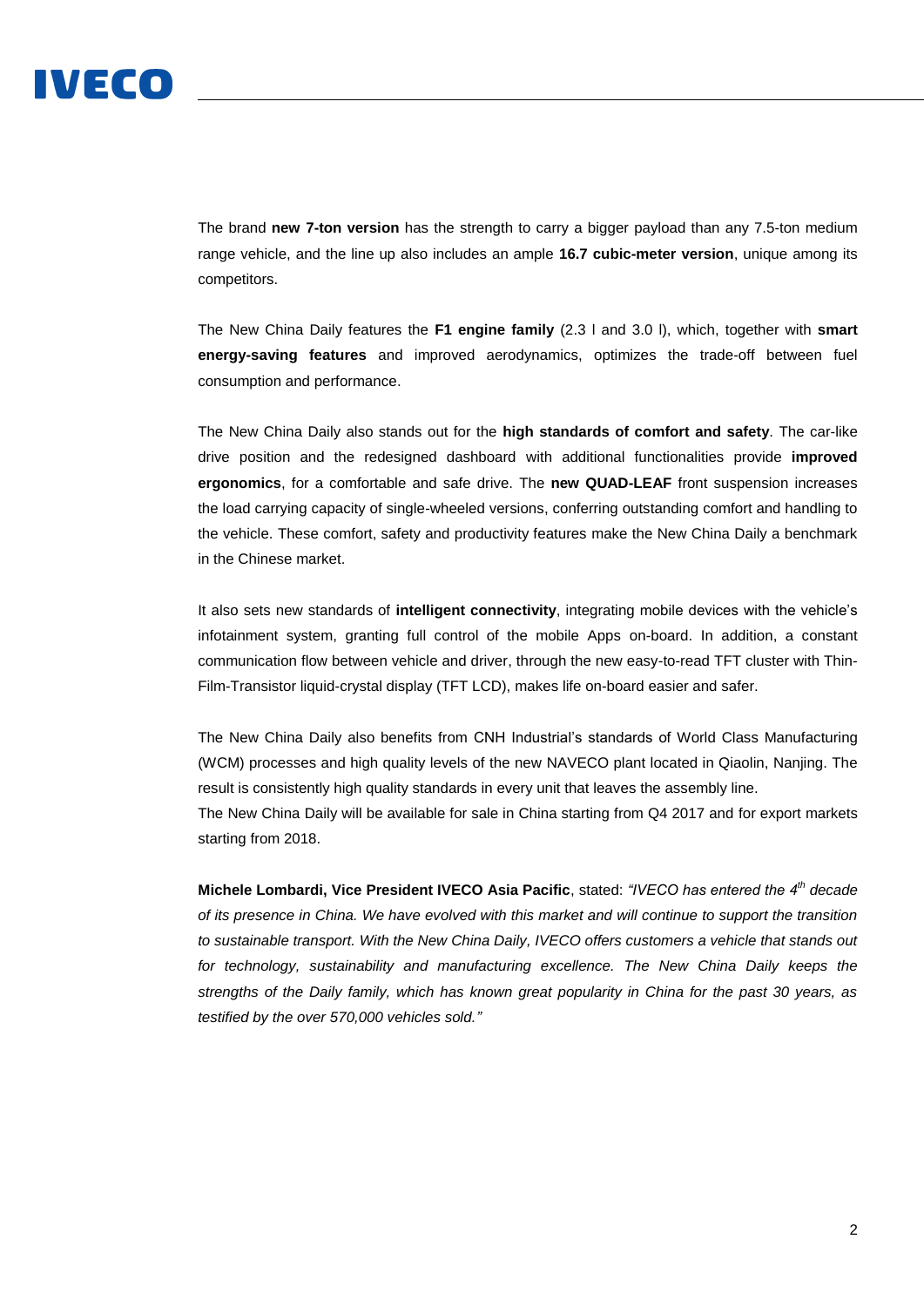The brand **new 7-ton version** has the strength to carry a bigger payload than any 7.5-ton medium range vehicle, and the line up also includes an ample **16.7 cubic-meter version**, unique among its competitors.

The New China Daily features the **F1 engine family** (2.3 l and 3.0 l), which, together with **smart energy-saving features** and improved aerodynamics, optimizes the trade-off between fuel consumption and performance.

The New China Daily also stands out for the **high standards of comfort and safety**. The car-like drive position and the redesigned dashboard with additional functionalities provide **improved ergonomics**, for a comfortable and safe drive. The **new QUAD-LEAF** front suspension increases the load carrying capacity of single-wheeled versions, conferring outstanding comfort and handling to the vehicle. These comfort, safety and productivity features make the New China Daily a benchmark in the Chinese market.

It also sets new standards of **intelligent connectivity**, integrating mobile devices with the vehicle's infotainment system, granting full control of the mobile Apps on-board. In addition, a constant communication flow between vehicle and driver, through the new easy-to-read TFT cluster with Thin-Film-Transistor liquid-crystal display (TFT LCD), makes life on-board easier and safer.

The New China Daily also benefits from CNH Industrial's standards of World Class Manufacturing (WCM) processes and high quality levels of the new NAVECO plant located in Qiaolin, Nanjing. The result is consistently high quality standards in every unit that leaves the assembly line.
The New China Daily will be available for sale in China starting from Q4 2017 and for export markets starting from 2018.

**Michele Lombardi, Vice President IVECO Asia Pacific**, stated: *"IVECO has entered the 4th decade of its presence in China. We have evolved with this market and will continue to support the transition to sustainable transport. With the New China Daily, IVECO offers customers a vehicle that stands out for technology, sustainability and manufacturing excellence. The New China Daily keeps the strengths of the Daily family, which has known great popularity in China for the past 30 years, as testified by the over 570,000 vehicles sold."*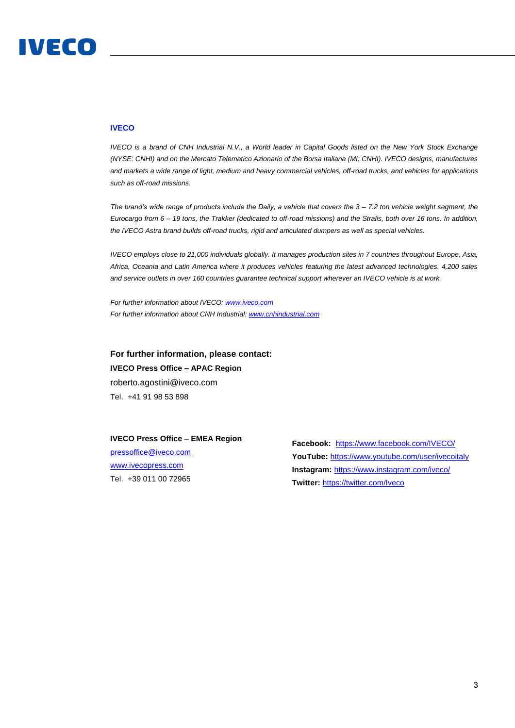**IVECO**

*IVECO is a brand of CNH Industrial N.V., a World leader in Capital Goods listed on the New York Stock Exchange (NYSE: CNHI) and on the Mercato Telematico Azionario of the Borsa Italiana (MI: CNHI). IVECO designs, manufactures and markets a wide range of light, medium and heavy commercial vehicles, off-road trucks, and vehicles for applications such as off-road missions.*

*The brand's wide range of products include the Daily, a vehicle that covers the 3 – 7.2 ton vehicle weight segment, the Eurocargo from 6 – 19 tons, the Trakker (dedicated to off-road missions) and the Stralis, both over 16 tons. In addition, the IVECO Astra brand builds off-road trucks, rigid and articulated dumpers as well as special vehicles.*

*IVECO employs close to 21,000 individuals globally. It manages production sites in 7 countries throughout Europe, Asia, Africa, Oceania and Latin America where it produces vehicles featuring the latest advanced technologies. 4,200 sales and service outlets in over 160 countries guarantee technical support wherever an IVECO vehicle is at work.*

*For further information about IVECO: [www.iveco.com](http://www.iveco.com)*
*For further information about CNH Industrial: [www.cnhindustrial.com](http://www.cnhindustrial.com)*

**For further information, please contact:**
**IVECO Press Office – APAC Region**
roberto.agostini@iveco.com
Tel. +41 91 98 53 898

**IVECO Press Office – EMEA Region**
[pressoffice@iveco.com](mailto:pressoffice@iveco.com)
[www.ivecopress.com](http://www.ivecopress.com)
Tel. +39 011 00 72965

**Facebook:** https://www.facebook.com/IVECO/
**YouTube:** https://www.youtube.com/user/ivecoitaly
**Instagram:** https://www.instagram.com/iveco/
**Twitter:** https://twitter.com/Iveco